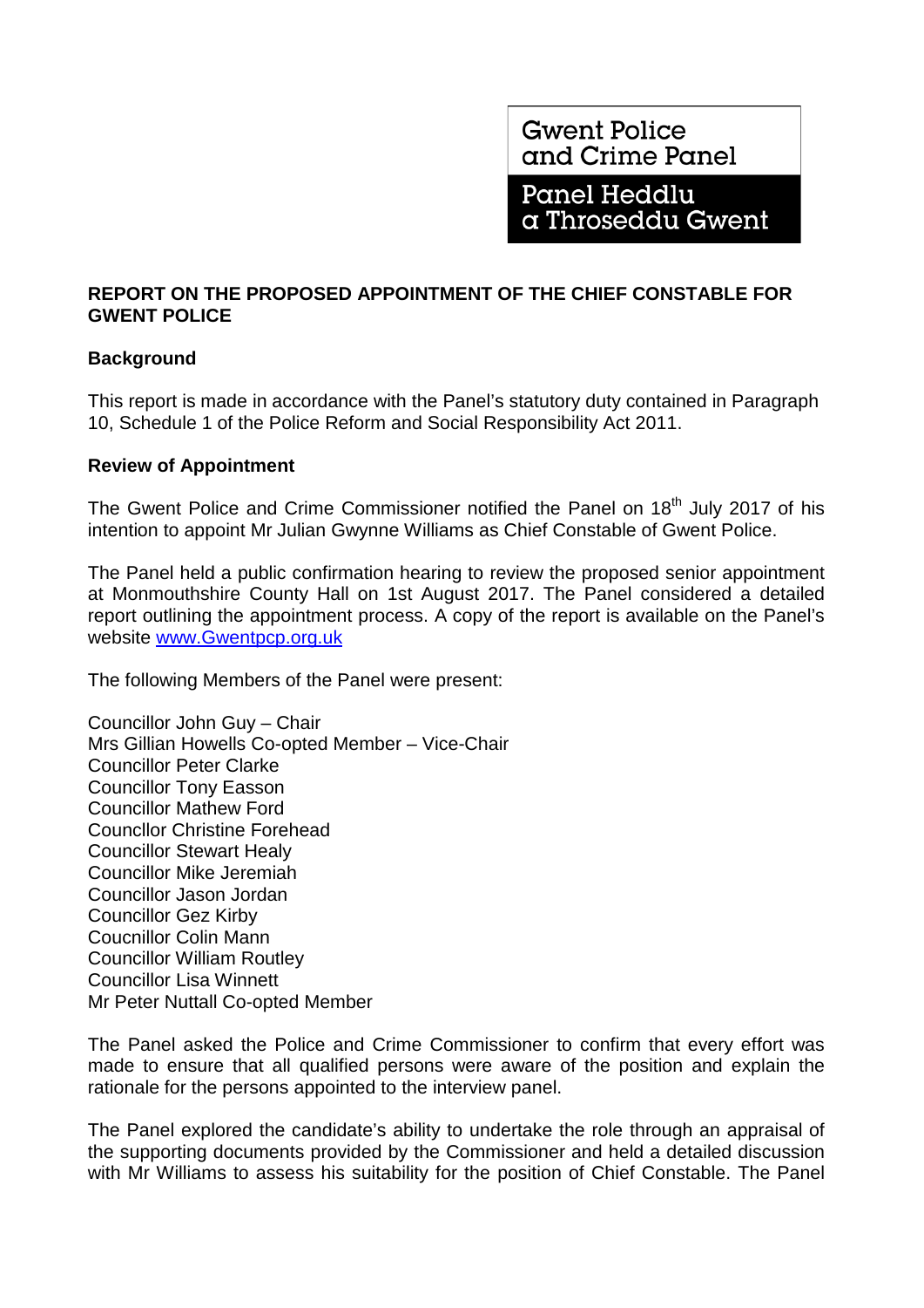Gwent Police and Crime Panel

Panel Heddlu a Throseddu Gwent

**REPORT ON THE PROPOSED APPOINTMENT OF THE CHIEF CONSTABLE FOR GWENT POLICE**

**Background**

This report is made in accordance with the Panel's statutory duty contained in Paragraph 10, Schedule 1 of the Police Reform and Social Responsibility Act 2011.

**Review of Appointment**

The Gwent Police and Crime Commissioner notified the Panel on 18th July 2017 of his intention to appoint Mr Julian Gwynne Williams as Chief Constable of Gwent Police.

The Panel held a public confirmation hearing to review the proposed senior appointment at Monmouthshire County Hall on 1st August 2017. The Panel considered a detailed report outlining the appointment process. A copy of the report is available on the Panel's website [www.Gwentpcp.org.uk](http://www.Gwentpcp.org.uk)

The following Members of the Panel were present:

Councillor John Guy – Chair
Mrs Gillian Howells Co-opted Member – Vice-Chair
Councillor Peter Clarke
Councillor Tony Easson
Councillor Mathew Ford
Councllor Christine Forehead
Councillor Stewart Healy
Councillor Mike Jeremiah
Councillor Jason Jordan
Councillor Gez Kirby
Coucnillor Colin Mann
Councillor William Routley
Councillor Lisa Winnett
Mr Peter Nuttall Co-opted Member

The Panel asked the Police and Crime Commissioner to confirm that every effort was made to ensure that all qualified persons were aware of the position and explain the rationale for the persons appointed to the interview panel.

The Panel explored the candidate's ability to undertake the role through an appraisal of the supporting documents provided by the Commissioner and held a detailed discussion with Mr Williams to assess his suitability for the position of Chief Constable. The Panel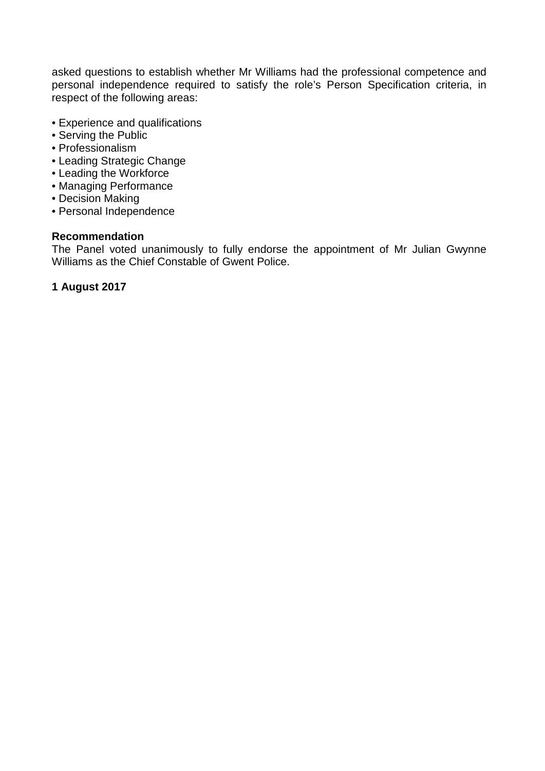asked questions to establish whether Mr Williams had the professional competence and personal independence required to satisfy the role's Person Specification criteria, in respect of the following areas:

- Experience and qualifications
- Serving the Public
- Professionalism
- Leading Strategic Change
- Leading the Workforce
- Managing Performance
- Decision Making
- Personal Independence

**Recommendation**

The Panel voted unanimously to fully endorse the appointment of Mr Julian Gwynne Williams as the Chief Constable of Gwent Police.

**1 August 2017**